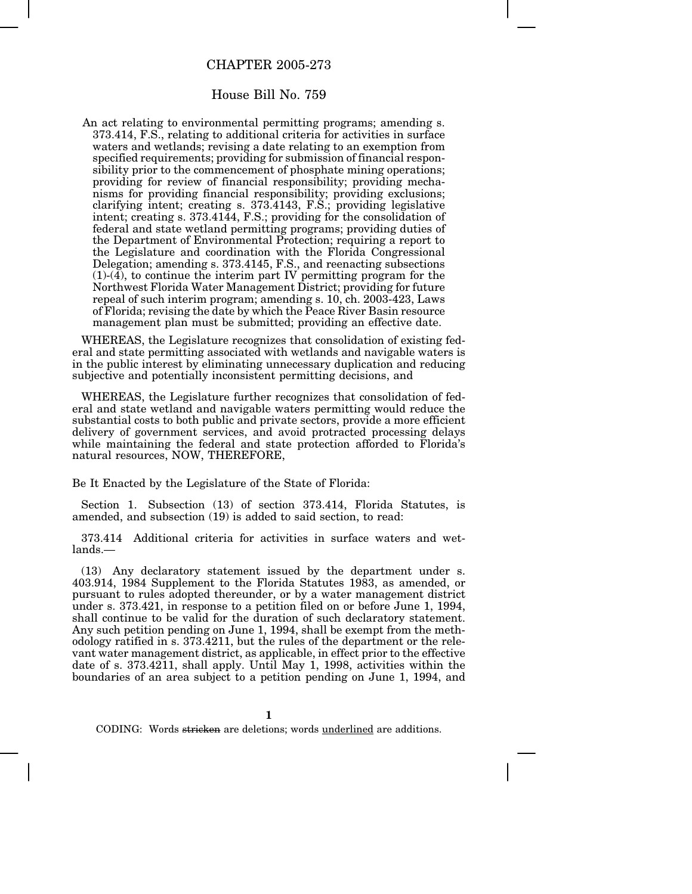# CHAPTER 2005-273

## House Bill No. 759

An act relating to environmental permitting programs; amending s. 373.414, F.S., relating to additional criteria for activities in surface waters and wetlands; revising a date relating to an exemption from specified requirements; providing for submission of financial responsibility prior to the commencement of phosphate mining operations; providing for review of financial responsibility; providing mechanisms for providing financial responsibility; providing exclusions; clarifying intent; creating s. 373.4143, F.S.; providing legislative intent; creating s. 373.4144, F.S.; providing for the consolidation of federal and state wetland permitting programs; providing duties of the Department of Environmental Protection; requiring a report to the Legislature and coordination with the Florida Congressional Delegation; amending s. 373.4145, F.S., and reenacting subsections (1)-(4), to continue the interim part IV permitting program for the Northwest Florida Water Management District; providing for future repeal of such interim program; amending s. 10, ch. 2003-423, Laws of Florida; revising the date by which the Peace River Basin resource management plan must be submitted; providing an effective date.

WHEREAS, the Legislature recognizes that consolidation of existing federal and state permitting associated with wetlands and navigable waters is in the public interest by eliminating unnecessary duplication and reducing subjective and potentially inconsistent permitting decisions, and

WHEREAS, the Legislature further recognizes that consolidation of federal and state wetland and navigable waters permitting would reduce the substantial costs to both public and private sectors, provide a more efficient delivery of government services, and avoid protracted processing delays while maintaining the federal and state protection afforded to Florida's natural resources, NOW, THEREFORE,

Be It Enacted by the Legislature of the State of Florida:

Section 1. Subsection (13) of section 373.414, Florida Statutes, is amended, and subsection (19) is added to said section, to read:

373.414 Additional criteria for activities in surface waters and wetlands.—

(13) Any declaratory statement issued by the department under s. 403.914, 1984 Supplement to the Florida Statutes 1983, as amended, or pursuant to rules adopted thereunder, or by a water management district under s. 373.421, in response to a petition filed on or before June 1, 1994, shall continue to be valid for the duration of such declaratory statement. Any such petition pending on June 1, 1994, shall be exempt from the methodology ratified in s. 373.4211, but the rules of the department or the relevant water management district, as applicable, in effect prior to the effective date of s. 373.4211, shall apply. Until May 1, 1998, activities within the boundaries of an area subject to a petition pending on June 1, 1994, and

CODING: Words ~~stricken~~ are deletions; words underlined are additions.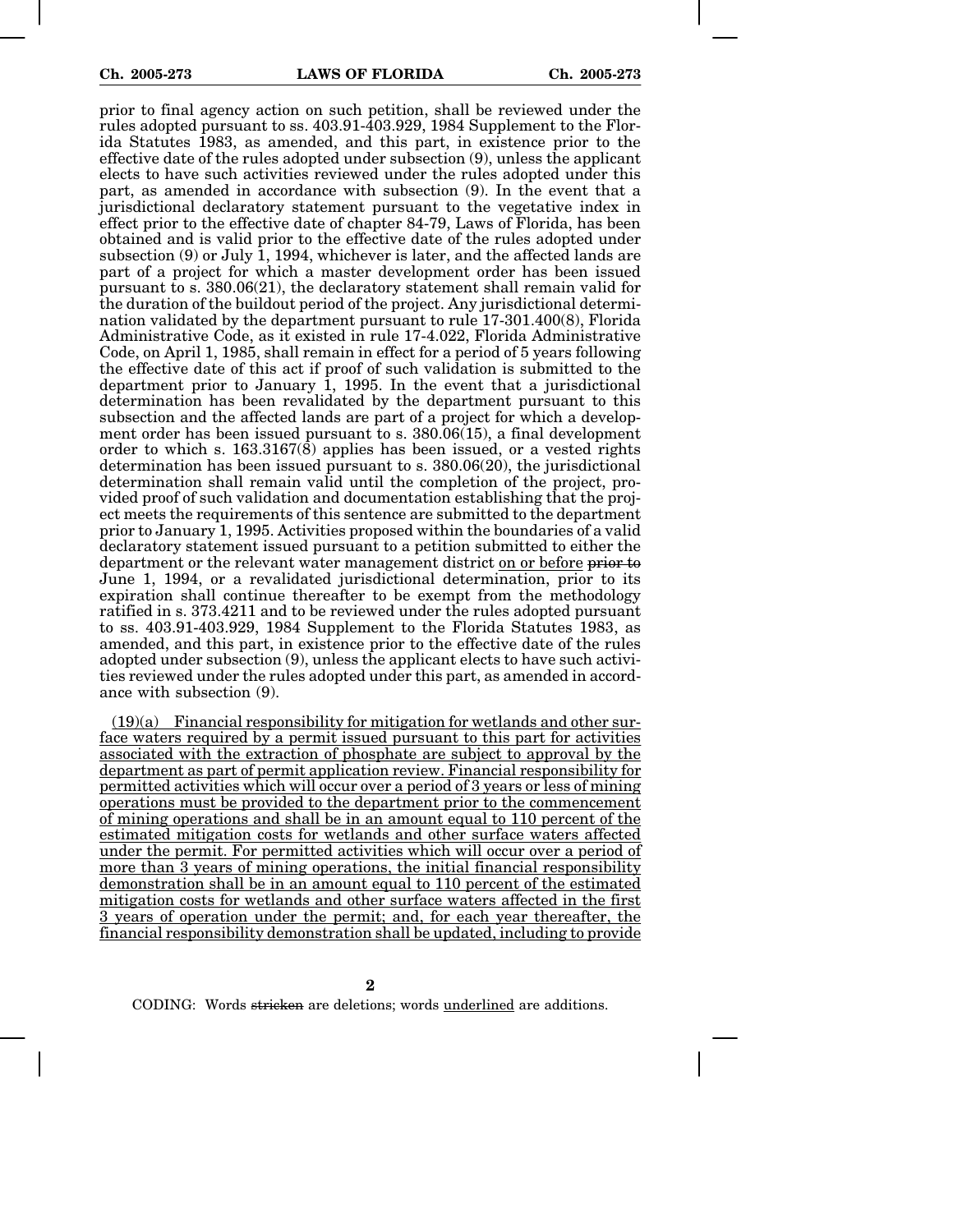prior to final agency action on such petition, shall be reviewed under the rules adopted pursuant to ss. 403.91-403.929, 1984 Supplement to the Florida Statutes 1983, as amended, and this part, in existence prior to the effective date of the rules adopted under subsection (9), unless the applicant elects to have such activities reviewed under the rules adopted under this part, as amended in accordance with subsection (9). In the event that a jurisdictional declaratory statement pursuant to the vegetative index in effect prior to the effective date of chapter 84-79, Laws of Florida, has been obtained and is valid prior to the effective date of the rules adopted under subsection (9) or July 1, 1994, whichever is later, and the affected lands are part of a project for which a master development order has been issued pursuant to s. 380.06(21), the declaratory statement shall remain valid for the duration of the buildout period of the project. Any jurisdictional determination validated by the department pursuant to rule 17-301.400(8), Florida Administrative Code, as it existed in rule 17-4.022, Florida Administrative Code, on April 1, 1985, shall remain in effect for a period of 5 years following the effective date of this act if proof of such validation is submitted to the department prior to January 1, 1995. In the event that a jurisdictional determination has been revalidated by the department pursuant to this subsection and the affected lands are part of a project for which a development order has been issued pursuant to s. 380.06(15), a final development order to which s. 163.3167(8) applies has been issued, or a vested rights determination has been issued pursuant to s. 380.06(20), the jurisdictional determination shall remain valid until the completion of the project, provided proof of such validation and documentation establishing that the project meets the requirements of this sentence are submitted to the department prior to January 1, 1995. Activities proposed within the boundaries of a valid declaratory statement issued pursuant to a petition submitted to either the department or the relevant water management district on or before ~~prior to~~ June 1, 1994, or a revalidated jurisdictional determination, prior to its expiration shall continue thereafter to be exempt from the methodology ratified in s. 373.4211 and to be reviewed under the rules adopted pursuant to ss. 403.91-403.929, 1984 Supplement to the Florida Statutes 1983, as amended, and this part, in existence prior to the effective date of the rules adopted under subsection (9), unless the applicant elects to have such activities reviewed under the rules adopted under this part, as amended in accordance with subsection (9).

(19)(a) Financial responsibility for mitigation for wetlands and other surface waters required by a permit issued pursuant to this part for activities associated with the extraction of phosphate are subject to approval by the department as part of permit application review. Financial responsibility for permitted activities which will occur over a period of 3 years or less of mining operations must be provided to the department prior to the commencement of mining operations and shall be in an amount equal to 110 percent of the estimated mitigation costs for wetlands and other surface waters affected under the permit. For permitted activities which will occur over a period of more than 3 years of mining operations, the initial financial responsibility demonstration shall be in an amount equal to 110 percent of the estimated mitigation costs for wetlands and other surface waters affected in the first 3 years of operation under the permit; and, for each year thereafter, the financial responsibility demonstration shall be updated, including to provide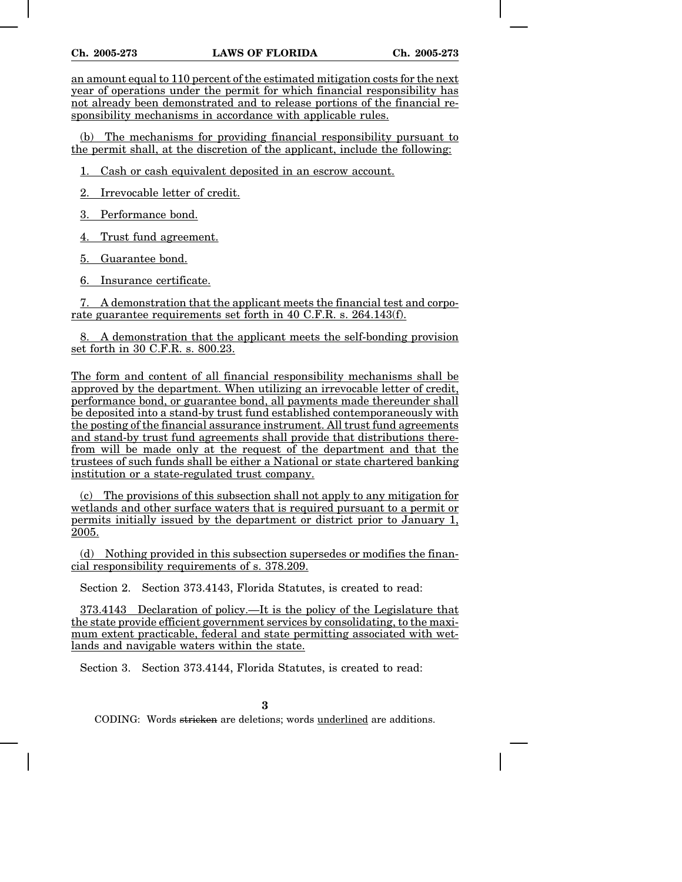an amount equal to 110 percent of the estimated mitigation costs for the next year of operations under the permit for which financial responsibility has not already been demonstrated and to release portions of the financial responsibility mechanisms in accordance with applicable rules.

(b) The mechanisms for providing financial responsibility pursuant to the permit shall, at the discretion of the applicant, include the following:

1. Cash or cash equivalent deposited in an escrow account.

2. Irrevocable letter of credit.

3. Performance bond.

4. Trust fund agreement.

5. Guarantee bond.

6. Insurance certificate.

7. A demonstration that the applicant meets the financial test and corporate guarantee requirements set forth in 40 C.F.R. s. 264.143(f).

8. A demonstration that the applicant meets the self-bonding provision set forth in 30 C.F.R. s. 800.23.

The form and content of all financial responsibility mechanisms shall be approved by the department. When utilizing an irrevocable letter of credit, performance bond, or guarantee bond, all payments made thereunder shall be deposited into a stand-by trust fund established contemporaneously with the posting of the financial assurance instrument. All trust fund agreements and stand-by trust fund agreements shall provide that distributions therefrom will be made only at the request of the department and that the trustees of such funds shall be either a National or state chartered banking institution or a state-regulated trust company.

(c) The provisions of this subsection shall not apply to any mitigation for wetlands and other surface waters that is required pursuant to a permit or permits initially issued by the department or district prior to January 1, 2005.

(d) Nothing provided in this subsection supersedes or modifies the financial responsibility requirements of s. 378.209.

Section 2. Section 373.4143, Florida Statutes, is created to read:

373.4143 Declaration of policy.—It is the policy of the Legislature that the state provide efficient government services by consolidating, to the maximum extent practicable, federal and state permitting associated with wetlands and navigable waters within the state.

Section 3. Section 373.4144, Florida Statutes, is created to read:

CODING: Words stricken are deletions; words underlined are additions.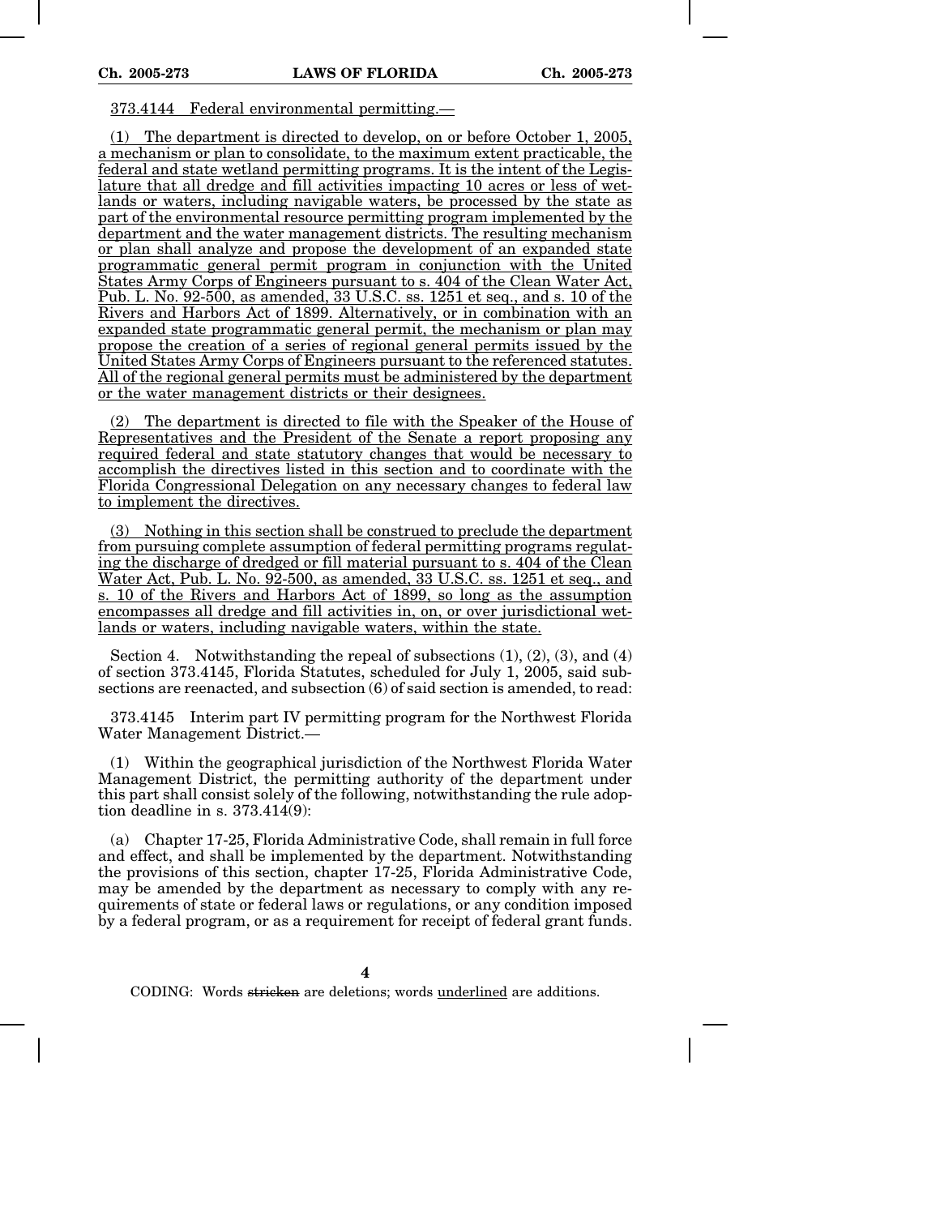373.4144 Federal environmental permitting.—

(1) The department is directed to develop, on or before October 1, 2005, a mechanism or plan to consolidate, to the maximum extent practicable, the federal and state wetland permitting programs. It is the intent of the Legislature that all dredge and fill activities impacting 10 acres or less of wetlands or waters, including navigable waters, be processed by the state as part of the environmental resource permitting program implemented by the department and the water management districts. The resulting mechanism or plan shall analyze and propose the development of an expanded state programmatic general permit program in conjunction with the United States Army Corps of Engineers pursuant to s. 404 of the Clean Water Act, Pub. L. No. 92-500, as amended, 33 U.S.C. ss. 1251 et seq., and s. 10 of the Rivers and Harbors Act of 1899. Alternatively, or in combination with an expanded state programmatic general permit, the mechanism or plan may propose the creation of a series of regional general permits issued by the United States Army Corps of Engineers pursuant to the referenced statutes. All of the regional general permits must be administered by the department or the water management districts or their designees.

(2) The department is directed to file with the Speaker of the House of Representatives and the President of the Senate a report proposing any required federal and state statutory changes that would be necessary to accomplish the directives listed in this section and to coordinate with the Florida Congressional Delegation on any necessary changes to federal law to implement the directives.

(3) Nothing in this section shall be construed to preclude the department from pursuing complete assumption of federal permitting programs regulating the discharge of dredged or fill material pursuant to s. 404 of the Clean Water Act, Pub. L. No. 92-500, as amended, 33 U.S.C. ss. 1251 et seq., and s. 10 of the Rivers and Harbors Act of 1899, so long as the assumption encompasses all dredge and fill activities in, on, or over jurisdictional wetlands or waters, including navigable waters, within the state.

Section 4. Notwithstanding the repeal of subsections (1), (2), (3), and (4) of section 373.4145, Florida Statutes, scheduled for July 1, 2005, said subsections are reenacted, and subsection (6) of said section is amended, to read:

373.4145 Interim part IV permitting program for the Northwest Florida Water Management District.—

(1) Within the geographical jurisdiction of the Northwest Florida Water Management District, the permitting authority of the department under this part shall consist solely of the following, notwithstanding the rule adoption deadline in s. 373.414(9):

(a) Chapter 17-25, Florida Administrative Code, shall remain in full force and effect, and shall be implemented by the department. Notwithstanding the provisions of this section, chapter 17-25, Florida Administrative Code, may be amended by the department as necessary to comply with any requirements of state or federal laws or regulations, or any condition imposed by a federal program, or as a requirement for receipt of federal grant funds.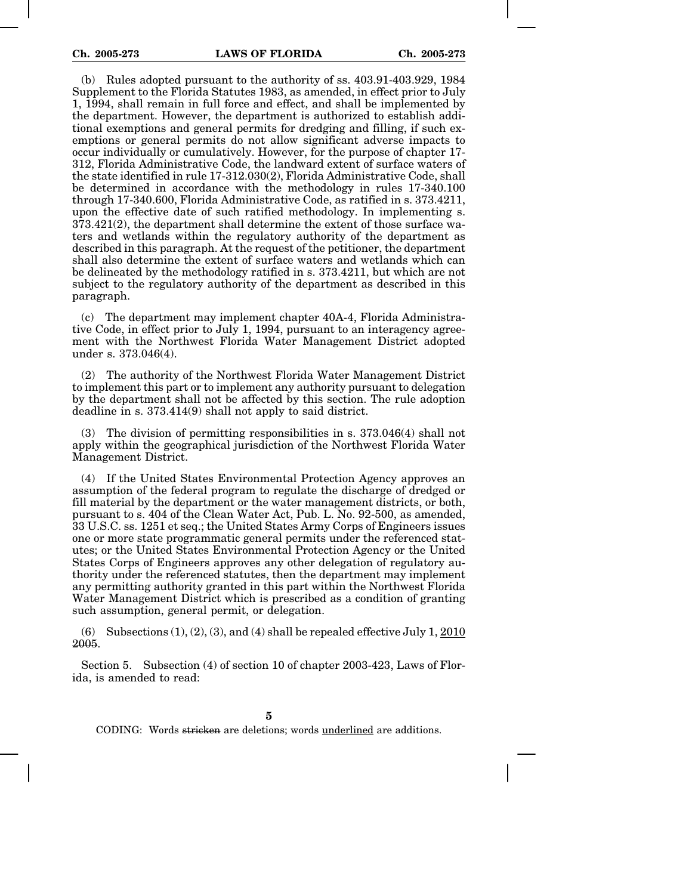(b) Rules adopted pursuant to the authority of ss. 403.91-403.929, 1984 Supplement to the Florida Statutes 1983, as amended, in effect prior to July 1, 1994, shall remain in full force and effect, and shall be implemented by the department. However, the department is authorized to establish additional exemptions and general permits for dredging and filling, if such exemptions or general permits do not allow significant adverse impacts to occur individually or cumulatively. However, for the purpose of chapter 17-312, Florida Administrative Code, the landward extent of surface waters of the state identified in rule 17-312.030(2), Florida Administrative Code, shall be determined in accordance with the methodology in rules 17-340.100 through 17-340.600, Florida Administrative Code, as ratified in s. 373.4211, upon the effective date of such ratified methodology. In implementing s. 373.421(2), the department shall determine the extent of those surface waters and wetlands within the regulatory authority of the department as described in this paragraph. At the request of the petitioner, the department shall also determine the extent of surface waters and wetlands which can be delineated by the methodology ratified in s. 373.4211, but which are not subject to the regulatory authority of the department as described in this paragraph.

(c) The department may implement chapter 40A-4, Florida Administrative Code, in effect prior to July 1, 1994, pursuant to an interagency agreement with the Northwest Florida Water Management District adopted under s. 373.046(4).

(2) The authority of the Northwest Florida Water Management District to implement this part or to implement any authority pursuant to delegation by the department shall not be affected by this section. The rule adoption deadline in s. 373.414(9) shall not apply to said district.

(3) The division of permitting responsibilities in s. 373.046(4) shall not apply within the geographical jurisdiction of the Northwest Florida Water Management District.

(4) If the United States Environmental Protection Agency approves an assumption of the federal program to regulate the discharge of dredged or fill material by the department or the water management districts, or both, pursuant to s. 404 of the Clean Water Act, Pub. L. No. 92-500, as amended, 33 U.S.C. ss. 1251 et seq.; the United States Army Corps of Engineers issues one or more state programmatic general permits under the referenced statutes; or the United States Environmental Protection Agency or the United States Corps of Engineers approves any other delegation of regulatory authority under the referenced statutes, then the department may implement any permitting authority granted in this part within the Northwest Florida Water Management District which is prescribed as a condition of granting such assumption, general permit, or delegation.

(6) Subsections (1), (2), (3), and (4) shall be repealed effective July 1, <u>2010</u> ~~2005~~.

Section 5. Subsection (4) of section 10 of chapter 2003-423, Laws of Florida, is amended to read: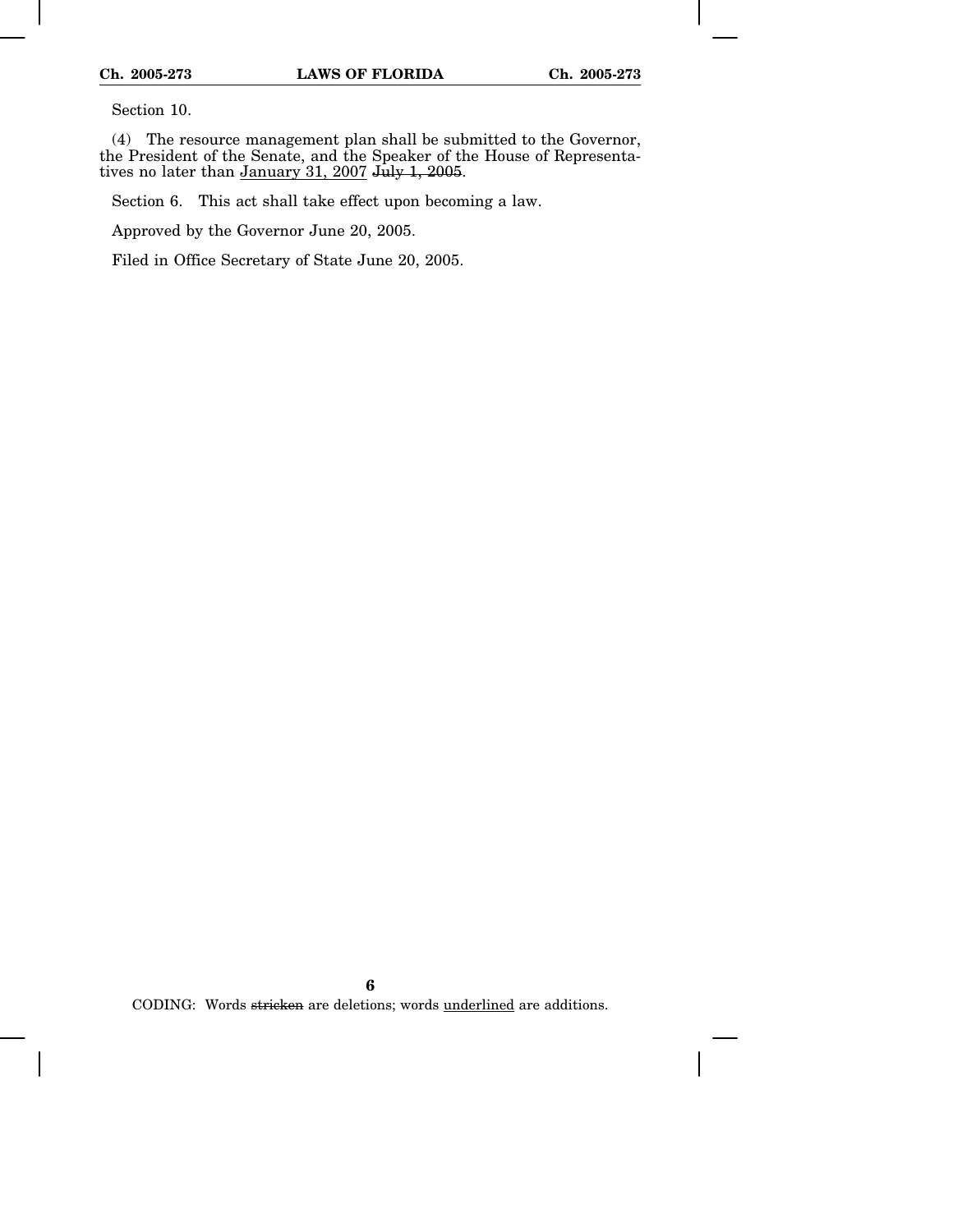Section 10.

(4) The resource management plan shall be submitted to the Governor, the President of the Senate, and the Speaker of the House of Representatives no later than <u>January 31, 2007</u> ~~July 1, 2005~~.

Section 6. This act shall take effect upon becoming a law.

Approved by the Governor June 20, 2005.

Filed in Office Secretary of State June 20, 2005.